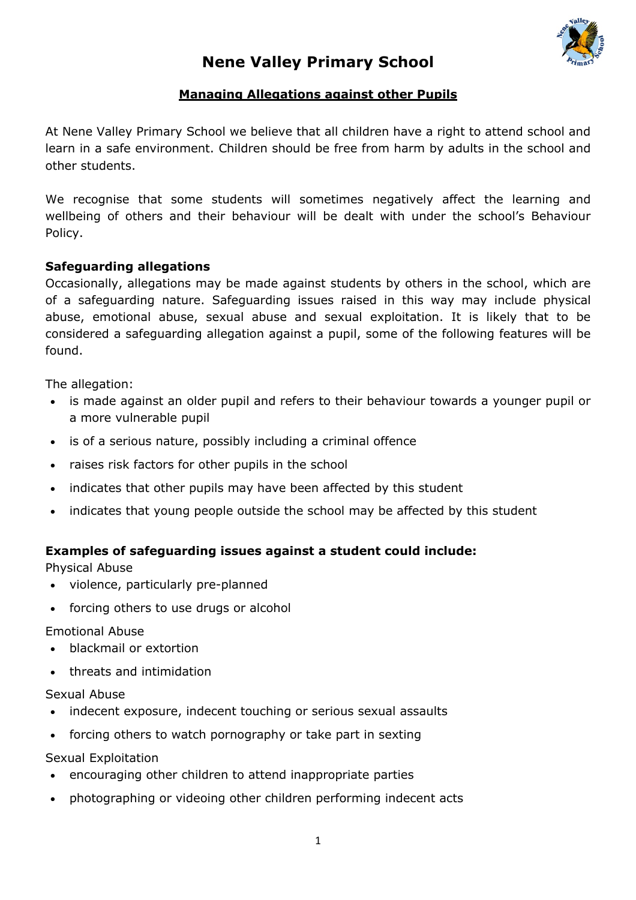# Nene Valley Primary School

## Managing Allegations against other Pupils

At Nene Valley Primary School we believe that all children have a right to attend school and learn in a safe environment. Children should be free from harm by adults in the school and other students.

We recognise that some students will sometimes negatively affect the learning and wellbeing of others and their behaviour will be dealt with under the school's Behaviour Policy.

**Safeguarding allegations**

Occasionally, allegations may be made against students by others in the school, which are of a safeguarding nature. Safeguarding issues raised in this way may include physical abuse, emotional abuse, sexual abuse and sexual exploitation. It is likely that to be considered a safeguarding allegation against a pupil, some of the following features will be found.

The allegation:

- is made against an older pupil and refers to their behaviour towards a younger pupil or a more vulnerable pupil
- is of a serious nature, possibly including a criminal offence
- raises risk factors for other pupils in the school
- indicates that other pupils may have been affected by this student
- indicates that young people outside the school may be affected by this student

**Examples of safeguarding issues against a student could include:**

Physical Abuse

- violence, particularly pre-planned
- forcing others to use drugs or alcohol

Emotional Abuse

- blackmail or extortion
- threats and intimidation

Sexual Abuse

- indecent exposure, indecent touching or serious sexual assaults
- forcing others to watch pornography or take part in sexting

Sexual Exploitation

- encouraging other children to attend inappropriate parties
- photographing or videoing other children performing indecent acts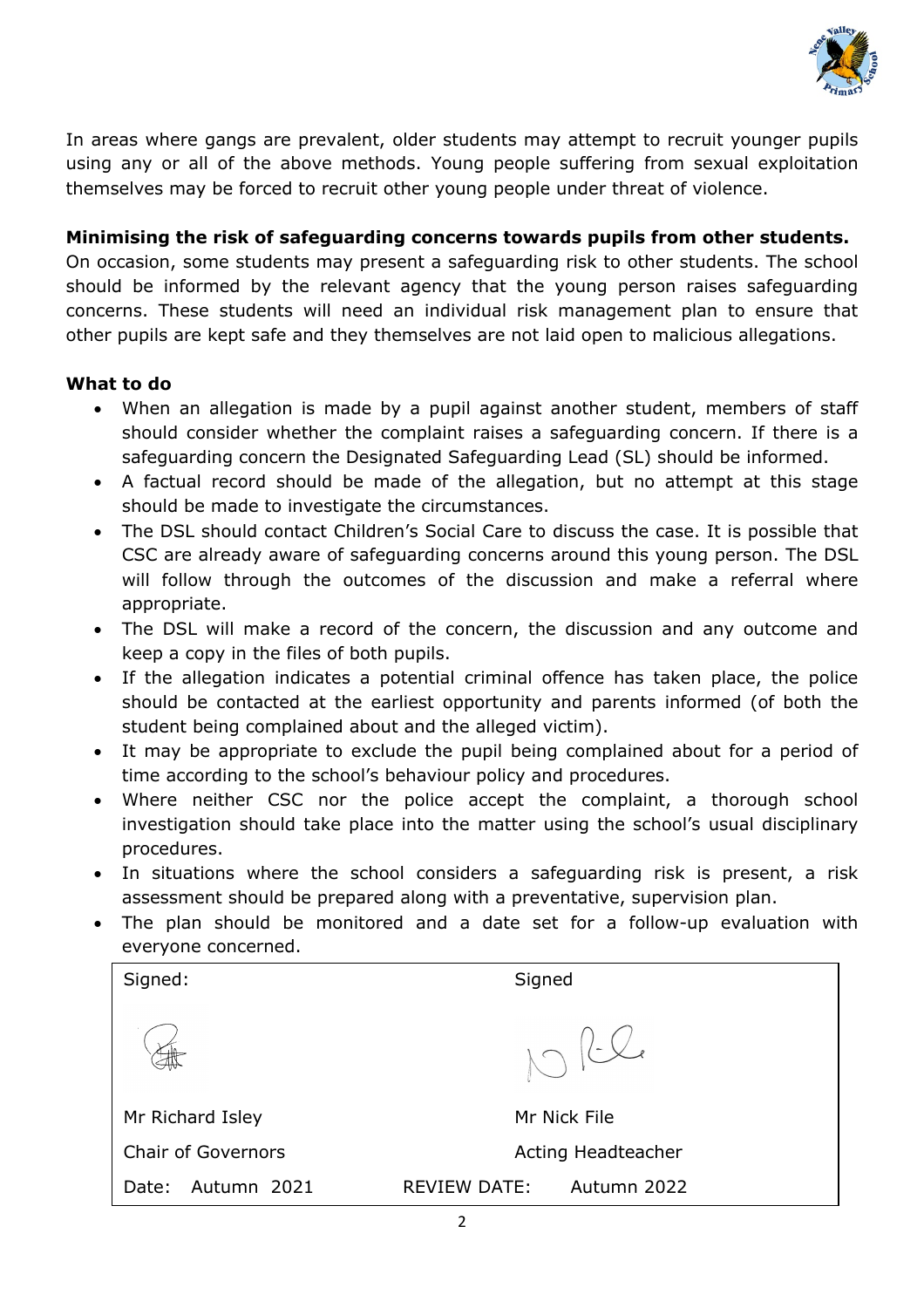In areas where gangs are prevalent, older students may attempt to recruit younger pupils using any or all of the above methods. Young people suffering from sexual exploitation themselves may be forced to recruit other young people under threat of violence.

**Minimising the risk of safeguarding concerns towards pupils from other students.**

On occasion, some students may present a safeguarding risk to other students. The school should be informed by the relevant agency that the young person raises safeguarding concerns. These students will need an individual risk management plan to ensure that other pupils are kept safe and they themselves are not laid open to malicious allegations.

**What to do**

- When an allegation is made by a pupil against another student, members of staff should consider whether the complaint raises a safeguarding concern. If there is a safeguarding concern the Designated Safeguarding Lead (SL) should be informed.
- A factual record should be made of the allegation, but no attempt at this stage should be made to investigate the circumstances.
- The DSL should contact Children's Social Care to discuss the case. It is possible that CSC are already aware of safeguarding concerns around this young person. The DSL will follow through the outcomes of the discussion and make a referral where appropriate.
- The DSL will make a record of the concern, the discussion and any outcome and keep a copy in the files of both pupils.
- If the allegation indicates a potential criminal offence has taken place, the police should be contacted at the earliest opportunity and parents informed (of both the student being complained about and the alleged victim).
- It may be appropriate to exclude the pupil being complained about for a period of time according to the school's behaviour policy and procedures.
- Where neither CSC nor the police accept the complaint, a thorough school investigation should take place into the matter using the school's usual disciplinary procedures.
- In situations where the school considers a safeguarding risk is present, a risk assessment should be prepared along with a preventative, supervision plan.
- The plan should be monitored and a date set for a follow-up evaluation with everyone concerned.

| | |
|---|---|
| Signed: | Signed |
| Mr Richard Isley | Mr Nick File |
| Chair of Governors | Acting Headteacher |
| Date: Autumn 2021 | REVIEW DATE: Autumn 2022 |